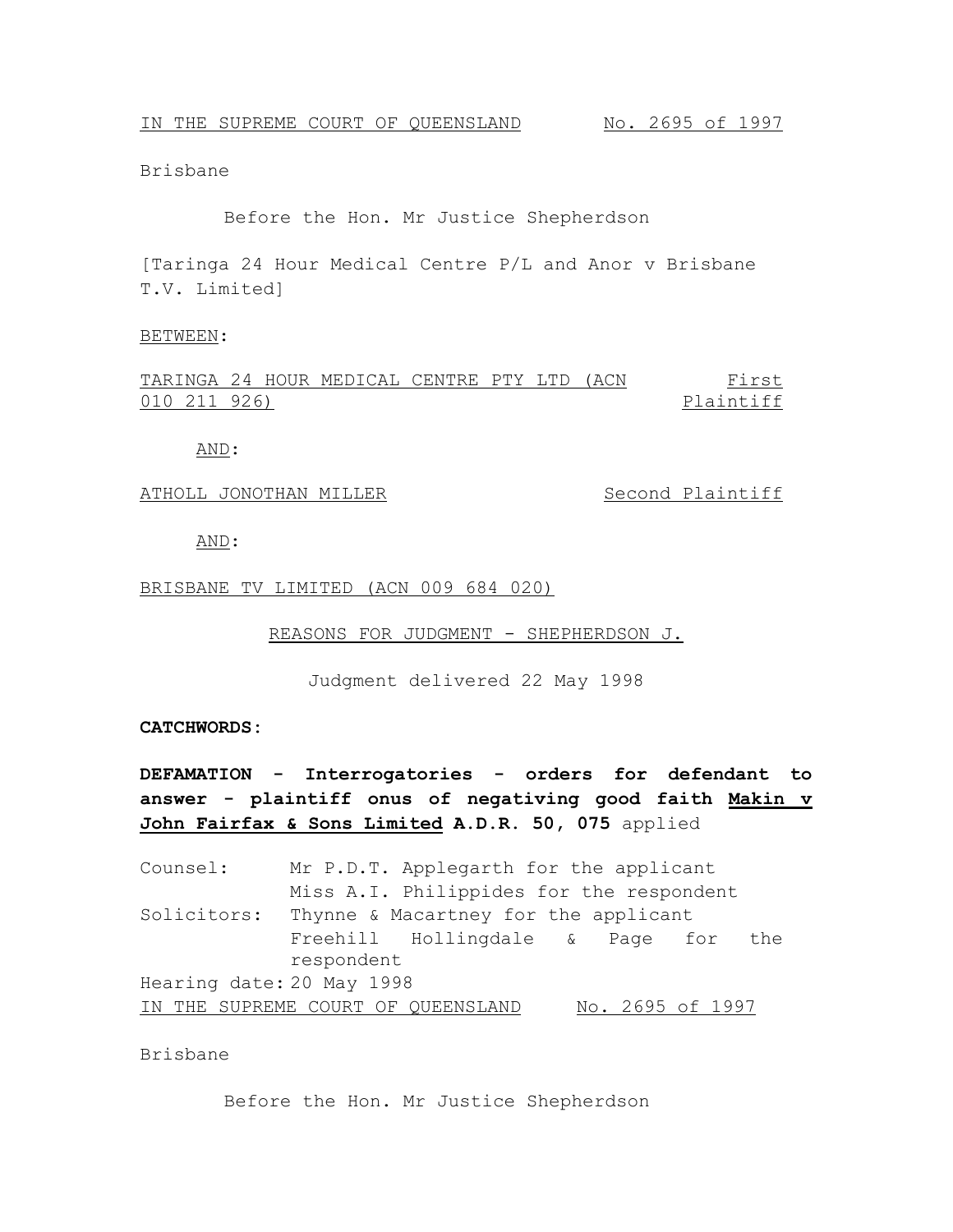IN THE SUPREME COURT OF QUEENSLAND No. 2695 of 1997

Brisbane

Before the Hon. Mr Justice Shepherdson

[Taringa 24 Hour Medical Centre P/L and Anor v Brisbane T.V. Limited]

BETWEEN:

TARINGA 24 HOUR MEDICAL CENTRE PTY LTD (ACN 010 211 926) First Plaintiff

AND:

ATHOLL JONOTHAN MILLER Second Plaintiff

AND:

BRISBANE TV LIMITED (ACN 009 684 020)

REASONS FOR JUDGMENT - SHEPHERDSON J.

Judgment delivered 22 May 1998

**CATCHWORDS:**

**DEFAMATION - Interrogatories - orders for defendant to answer - plaintiff onus of negativing good faith Makin v John Fairfax & Sons Limited A.D.R. 50, 075** applied

| | |
|---|---|
| Counsel: | Mr P.D.T. Applegarth for the applicant |
| | Miss A.I. Philippides for the respondent |
| Solicitors: | Thynne & Macartney for the applicant |
| | Freehill Hollingdale & Page for the respondent |
| Hearing date: | 20 May 1998 |

IN THE SUPREME COURT OF QUEENSLAND No. 2695 of 1997

Brisbane

Before the Hon. Mr Justice Shepherdson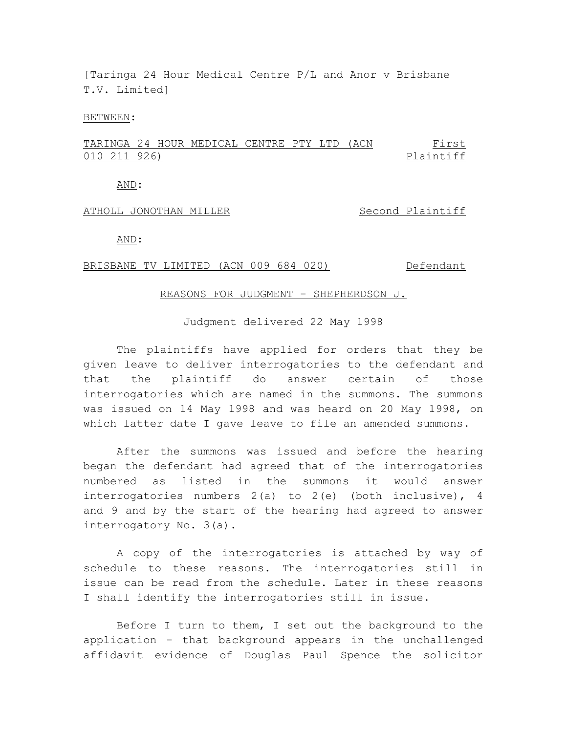[Taringa 24 Hour Medical Centre P/L and Anor v Brisbane T.V. Limited]

BETWEEN:

| | |
|---|---|
| TARINGA 24 HOUR MEDICAL CENTRE PTY LTD (ACN 010 211 926) | First Plaintiff |

AND:

| | |
|---|---|
| ATHOLL JONOTHAN MILLER | Second Plaintiff |

AND:

| | |
|---|---|
| BRISBANE TV LIMITED (ACN 009 684 020) | Defendant |

REASONS FOR JUDGMENT - SHEPHERDSON J.

Judgment delivered 22 May 1998

The plaintiffs have applied for orders that they be given leave to deliver interrogatories to the defendant and that the plaintiff do answer certain of those interrogatories which are named in the summons. The summons was issued on 14 May 1998 and was heard on 20 May 1998, on which latter date I gave leave to file an amended summons.

After the summons was issued and before the hearing began the defendant had agreed that of the interrogatories numbered as listed in the summons it would answer interrogatories numbers 2(a) to 2(e) (both inclusive), 4 and 9 and by the start of the hearing had agreed to answer interrogatory No. 3(a).

A copy of the interrogatories is attached by way of schedule to these reasons. The interrogatories still in issue can be read from the schedule. Later in these reasons I shall identify the interrogatories still in issue.

Before I turn to them, I set out the background to the application - that background appears in the unchallenged affidavit evidence of Douglas Paul Spence the solicitor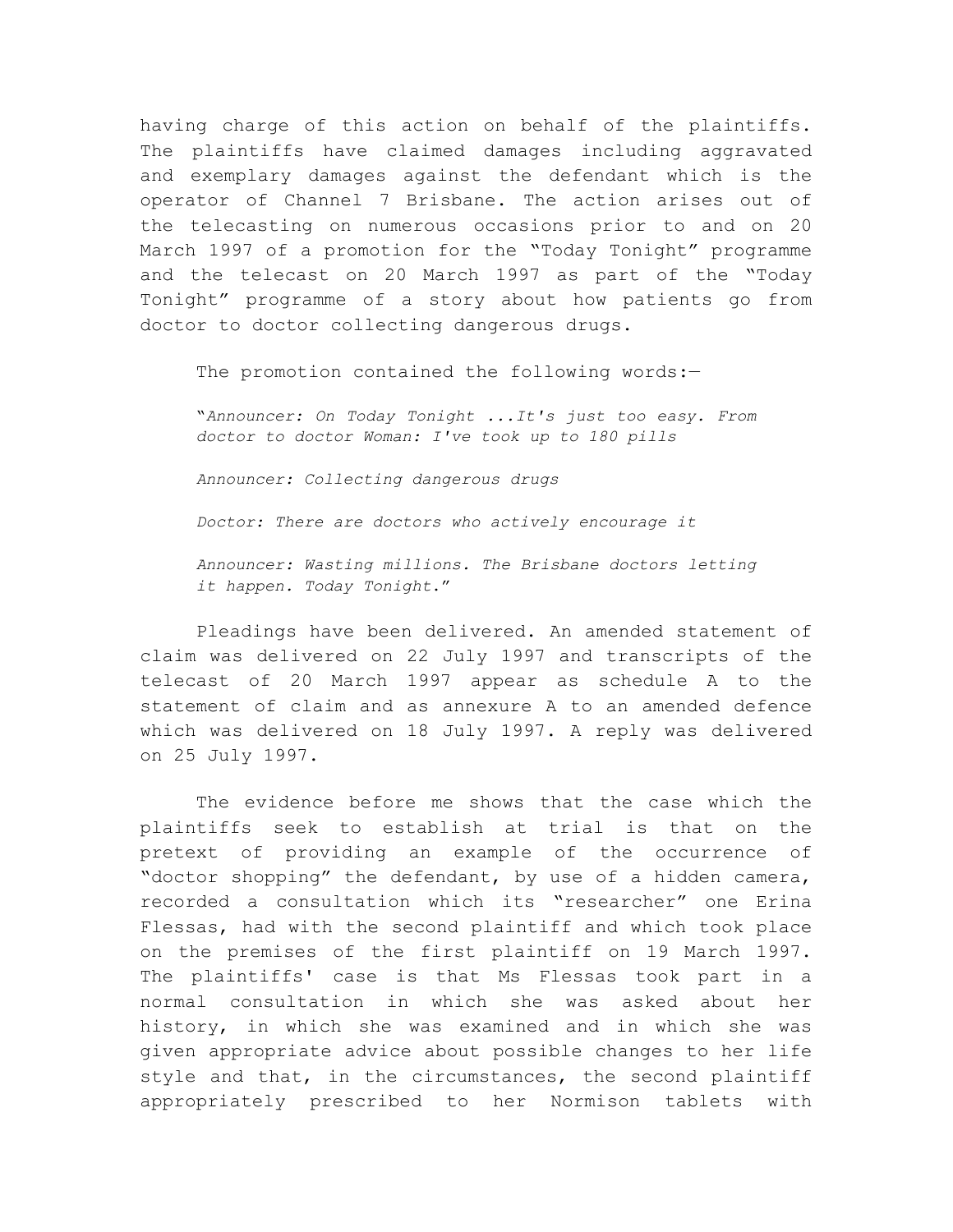having charge of this action on behalf of the plaintiffs. The plaintiffs have claimed damages including aggravated and exemplary damages against the defendant which is the operator of Channel 7 Brisbane. The action arises out of the telecasting on numerous occasions prior to and on 20 March 1997 of a promotion for the "Today Tonight" programme and the telecast on 20 March 1997 as part of the "Today Tonight" programme of a story about how patients go from doctor to doctor collecting dangerous drugs.

The promotion contained the following words:—

> "*Announcer: On Today Tonight ...It's just too easy. From doctor to doctor Woman: I've took up to 180 pills*
>
> *Announcer: Collecting dangerous drugs*
>
> *Doctor: There are doctors who actively encourage it*
>
> *Announcer: Wasting millions. The Brisbane doctors letting it happen. Today Tonight*."

Pleadings have been delivered. An amended statement of claim was delivered on 22 July 1997 and transcripts of the telecast of 20 March 1997 appear as schedule A to the statement of claim and as annexure A to an amended defence which was delivered on 18 July 1997. A reply was delivered on 25 July 1997.

The evidence before me shows that the case which the plaintiffs seek to establish at trial is that on the pretext of providing an example of the occurrence of "doctor shopping" the defendant, by use of a hidden camera, recorded a consultation which its "researcher" one Erina Flessas, had with the second plaintiff and which took place on the premises of the first plaintiff on 19 March 1997. The plaintiffs' case is that Ms Flessas took part in a normal consultation in which she was asked about her history, in which she was examined and in which she was given appropriate advice about possible changes to her life style and that, in the circumstances, the second plaintiff appropriately prescribed to her Normison tablets with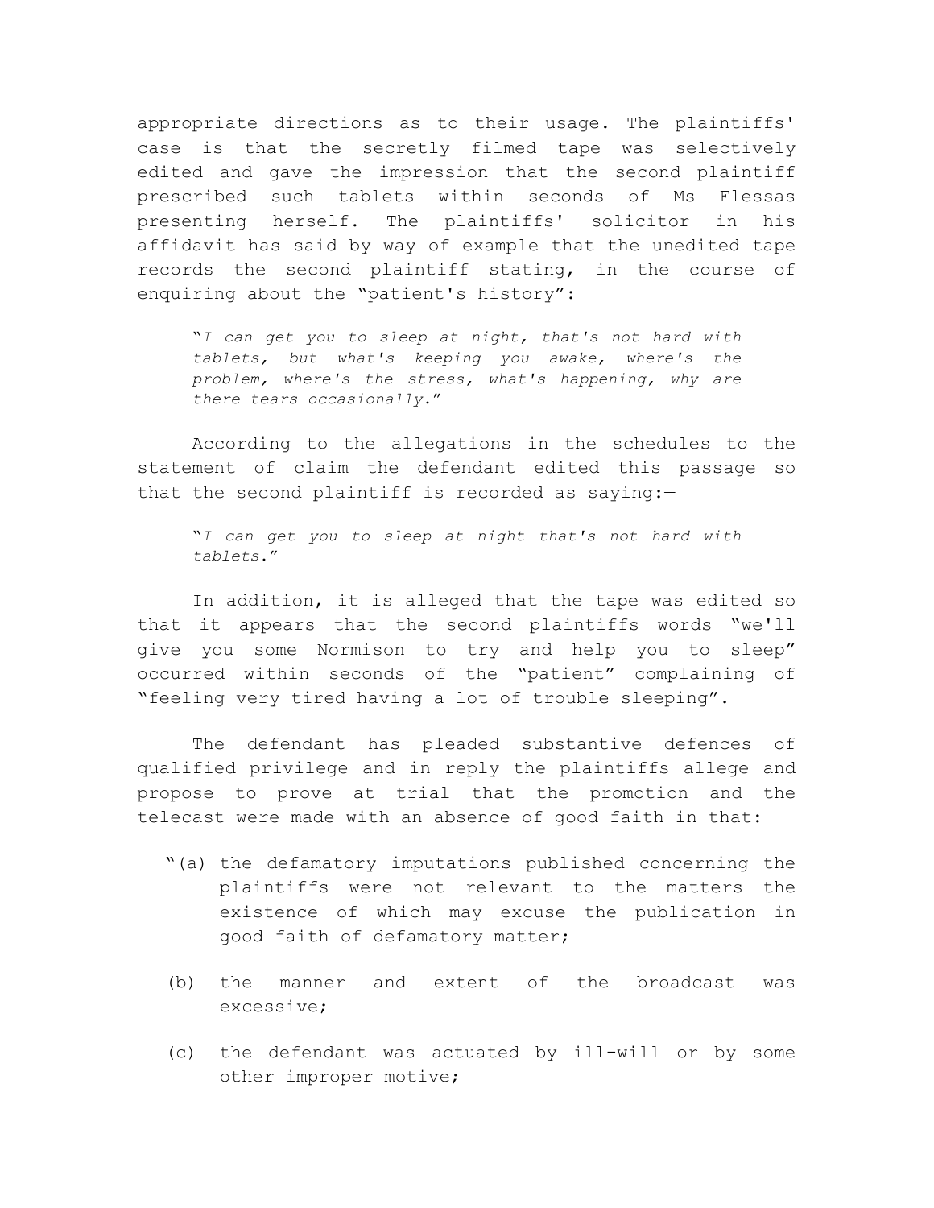appropriate directions as to their usage. The plaintiffs' case is that the secretly filmed tape was selectively edited and gave the impression that the second plaintiff prescribed such tablets within seconds of Ms Flessas presenting herself. The plaintiffs' solicitor in his affidavit has said by way of example that the unedited tape records the second plaintiff stating, in the course of enquiring about the "patient's history":

> "*I can get you to sleep at night, that's not hard with tablets, but what's keeping you awake, where's the problem, where's the stress, what's happening, why are there tears occasionally*."

According to the allegations in the schedules to the statement of claim the defendant edited this passage so that the second plaintiff is recorded as saying:—

> "*I can get you to sleep at night that's not hard with tablets*."

In addition, it is alleged that the tape was edited so that it appears that the second plaintiffs words "we'll give you some Normison to try and help you to sleep" occurred within seconds of the "patient" complaining of "feeling very tired having a lot of trouble sleeping".

The defendant has pleaded substantive defences of qualified privilege and in reply the plaintiffs allege and propose to prove at trial that the promotion and the telecast were made with an absence of good faith in that:—

"(a) the defamatory imputations published concerning the plaintiffs were not relevant to the matters the existence of which may excuse the publication in good faith of defamatory matter;

(b) the manner and extent of the broadcast was excessive;

(c) the defendant was actuated by ill-will or by some other improper motive;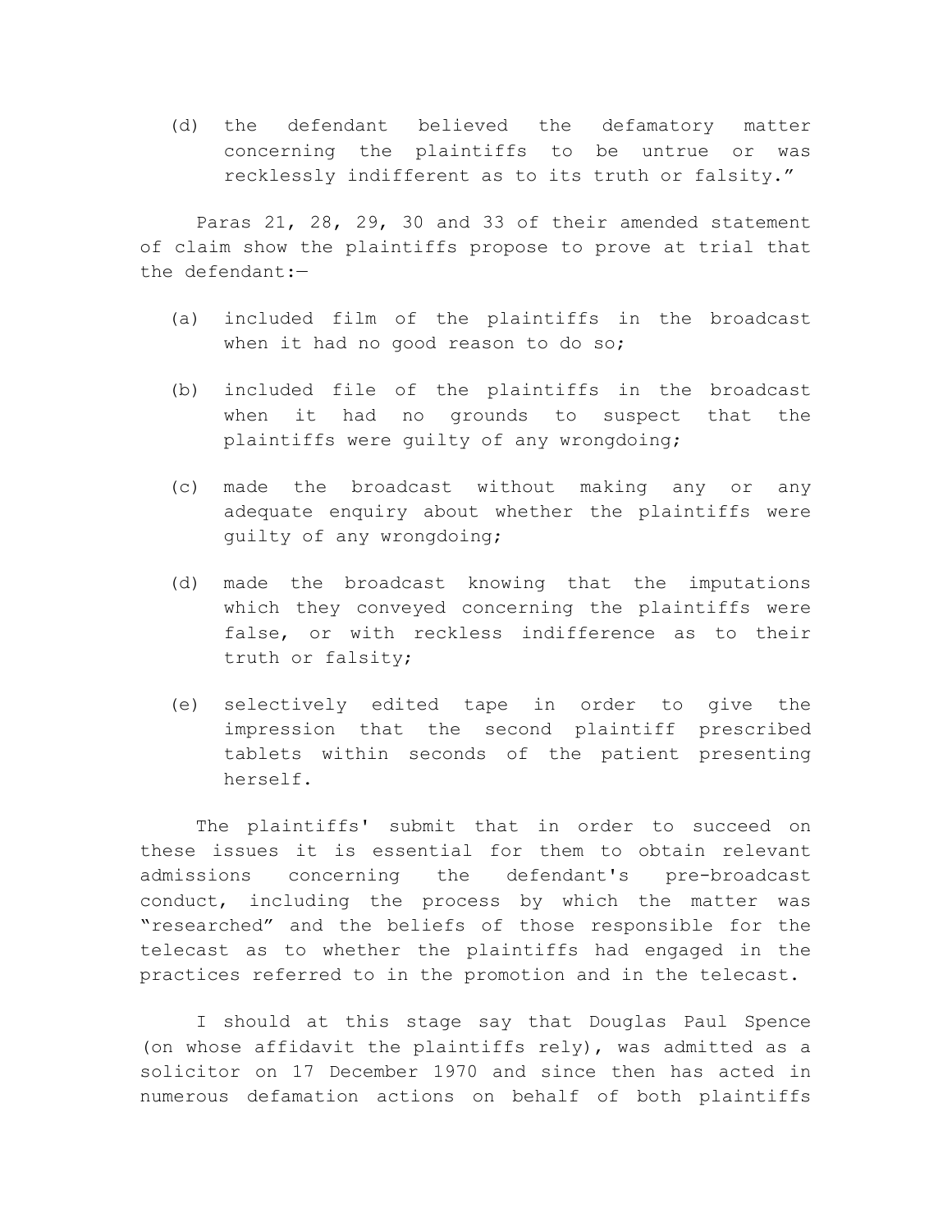(d) the defendant believed the defamatory matter concerning the plaintiffs to be untrue or was recklessly indifferent as to its truth or falsity."

Paras 21, 28, 29, 30 and 33 of their amended statement of claim show the plaintiffs propose to prove at trial that the defendant:—

(a) included film of the plaintiffs in the broadcast when it had no good reason to do so;

(b) included file of the plaintiffs in the broadcast when it had no grounds to suspect that the plaintiffs were guilty of any wrongdoing;

(c) made the broadcast without making any or any adequate enquiry about whether the plaintiffs were guilty of any wrongdoing;

(d) made the broadcast knowing that the imputations which they conveyed concerning the plaintiffs were false, or with reckless indifference as to their truth or falsity;

(e) selectively edited tape in order to give the impression that the second plaintiff prescribed tablets within seconds of the patient presenting herself.

The plaintiffs' submit that in order to succeed on these issues it is essential for them to obtain relevant admissions concerning the defendant's pre-broadcast conduct, including the process by which the matter was "researched" and the beliefs of those responsible for the telecast as to whether the plaintiffs had engaged in the practices referred to in the promotion and in the telecast.

I should at this stage say that Douglas Paul Spence (on whose affidavit the plaintiffs rely), was admitted as a solicitor on 17 December 1970 and since then has acted in numerous defamation actions on behalf of both plaintiffs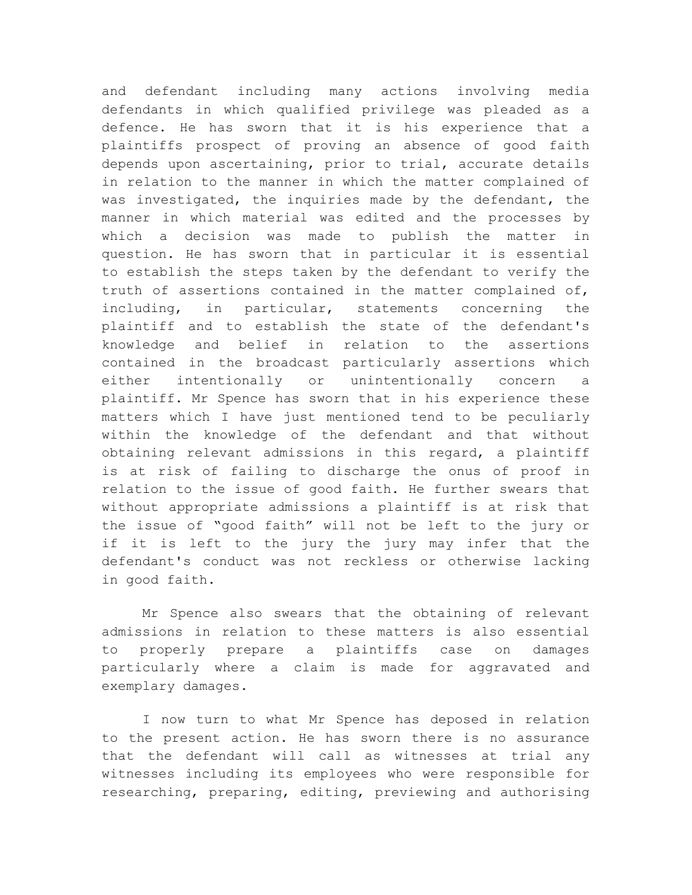and defendant including many actions involving media defendants in which qualified privilege was pleaded as a defence. He has sworn that it is his experience that a plaintiffs prospect of proving an absence of good faith depends upon ascertaining, prior to trial, accurate details in relation to the manner in which the matter complained of was investigated, the inquiries made by the defendant, the manner in which material was edited and the processes by which a decision was made to publish the matter in question. He has sworn that in particular it is essential to establish the steps taken by the defendant to verify the truth of assertions contained in the matter complained of, including, in particular, statements concerning the plaintiff and to establish the state of the defendant's knowledge and belief in relation to the assertions contained in the broadcast particularly assertions which either intentionally or unintentionally concern a plaintiff. Mr Spence has sworn that in his experience these matters which I have just mentioned tend to be peculiarly within the knowledge of the defendant and that without obtaining relevant admissions in this regard, a plaintiff is at risk of failing to discharge the onus of proof in relation to the issue of good faith. He further swears that without appropriate admissions a plaintiff is at risk that the issue of "good faith" will not be left to the jury or if it is left to the jury the jury may infer that the defendant's conduct was not reckless or otherwise lacking in good faith.

Mr Spence also swears that the obtaining of relevant admissions in relation to these matters is also essential to properly prepare a plaintiffs case on damages particularly where a claim is made for aggravated and exemplary damages.

I now turn to what Mr Spence has deposed in relation to the present action. He has sworn there is no assurance that the defendant will call as witnesses at trial any witnesses including its employees who were responsible for researching, preparing, editing, previewing and authorising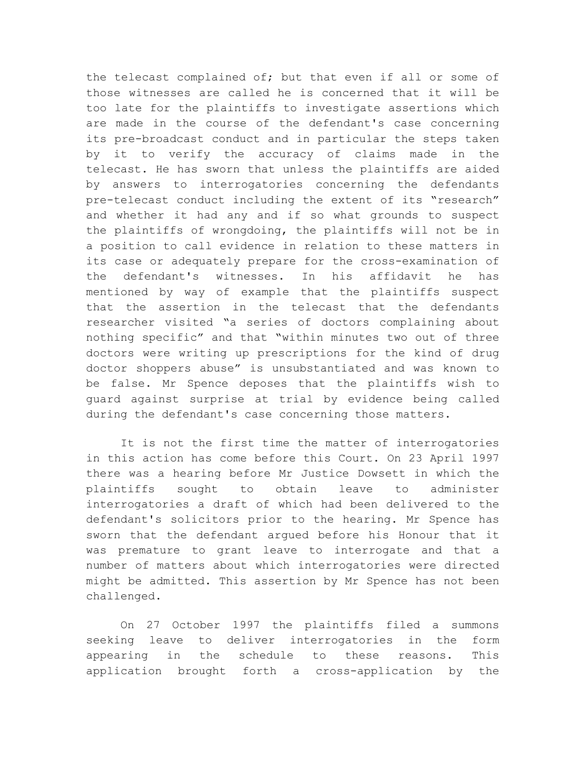the telecast complained of; but that even if all or some of those witnesses are called he is concerned that it will be too late for the plaintiffs to investigate assertions which are made in the course of the defendant's case concerning its pre-broadcast conduct and in particular the steps taken by it to verify the accuracy of claims made in the telecast. He has sworn that unless the plaintiffs are aided by answers to interrogatories concerning the defendants pre-telecast conduct including the extent of its “research” and whether it had any and if so what grounds to suspect the plaintiffs of wrongdoing, the plaintiffs will not be in a position to call evidence in relation to these matters in its case or adequately prepare for the cross-examination of the defendant's witnesses. In his affidavit he has mentioned by way of example that the plaintiffs suspect that the assertion in the telecast that the defendants researcher visited “a series of doctors complaining about nothing specific” and that “within minutes two out of three doctors were writing up prescriptions for the kind of drug doctor shoppers abuse” is unsubstantiated and was known to be false. Mr Spence deposes that the plaintiffs wish to guard against surprise at trial by evidence being called during the defendant's case concerning those matters.

It is not the first time the matter of interrogatories in this action has come before this Court. On 23 April 1997 there was a hearing before Mr Justice Dowsett in which the plaintiffs sought to obtain leave to administer interrogatories a draft of which had been delivered to the defendant's solicitors prior to the hearing. Mr Spence has sworn that the defendant argued before his Honour that it was premature to grant leave to interrogate and that a number of matters about which interrogatories were directed might be admitted. This assertion by Mr Spence has not been challenged.

On 27 October 1997 the plaintiffs filed a summons seeking leave to deliver interrogatories in the form appearing in the schedule to these reasons. This application brought forth a cross-application by the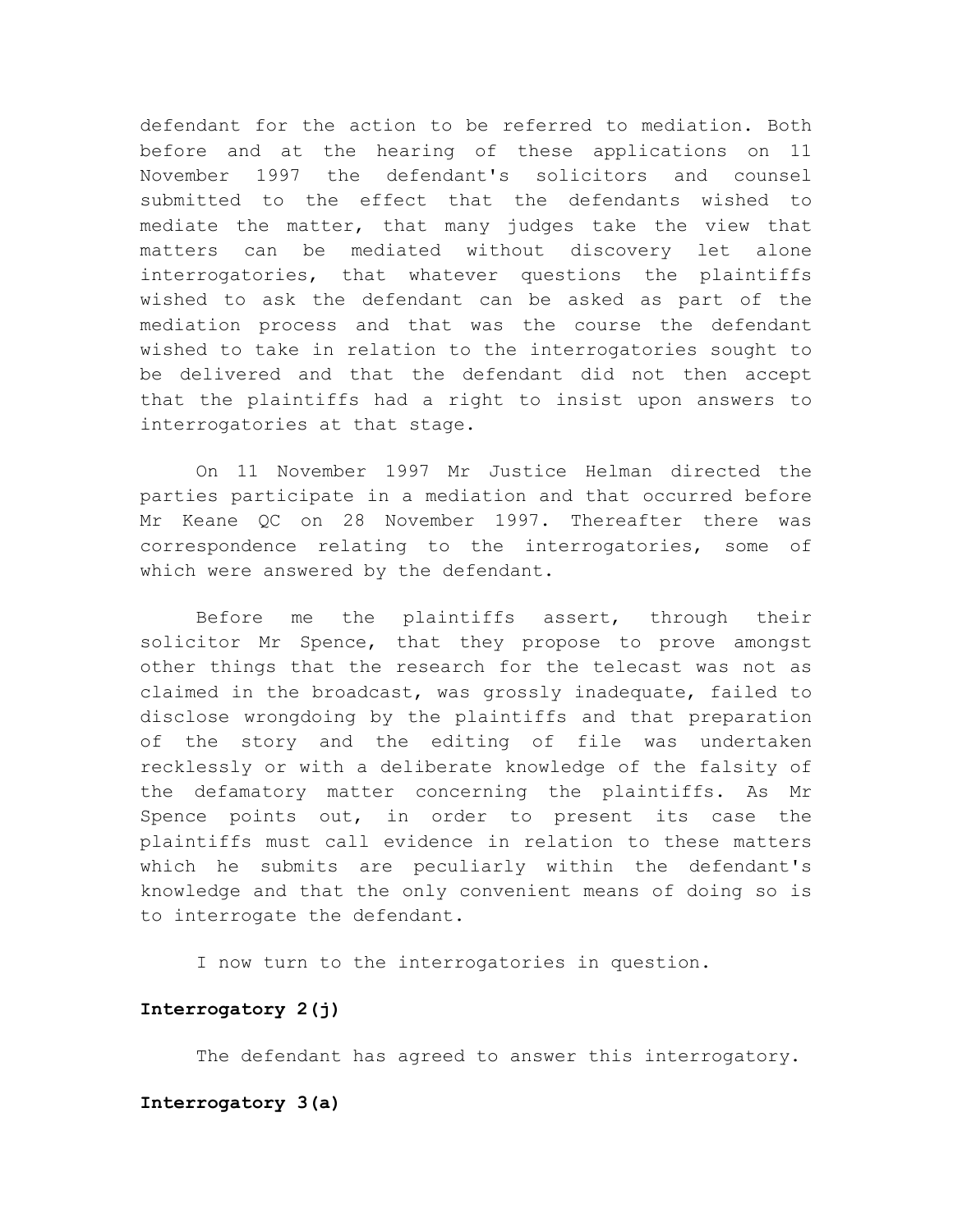defendant for the action to be referred to mediation. Both before and at the hearing of these applications on 11 November 1997 the defendant's solicitors and counsel submitted to the effect that the defendants wished to mediate the matter, that many judges take the view that matters can be mediated without discovery let alone interrogatories, that whatever questions the plaintiffs wished to ask the defendant can be asked as part of the mediation process and that was the course the defendant wished to take in relation to the interrogatories sought to be delivered and that the defendant did not then accept that the plaintiffs had a right to insist upon answers to interrogatories at that stage.

On 11 November 1997 Mr Justice Helman directed the parties participate in a mediation and that occurred before Mr Keane QC on 28 November 1997. Thereafter there was correspondence relating to the interrogatories, some of which were answered by the defendant.

Before me the plaintiffs assert, through their solicitor Mr Spence, that they propose to prove amongst other things that the research for the telecast was not as claimed in the broadcast, was grossly inadequate, failed to disclose wrongdoing by the plaintiffs and that preparation of the story and the editing of file was undertaken recklessly or with a deliberate knowledge of the falsity of the defamatory matter concerning the plaintiffs. As Mr Spence points out, in order to present its case the plaintiffs must call evidence in relation to these matters which he submits are peculiarly within the defendant's knowledge and that the only convenient means of doing so is to interrogate the defendant.

I now turn to the interrogatories in question.

**Interrogatory 2(j)**

The defendant has agreed to answer this interrogatory.

**Interrogatory 3(a)**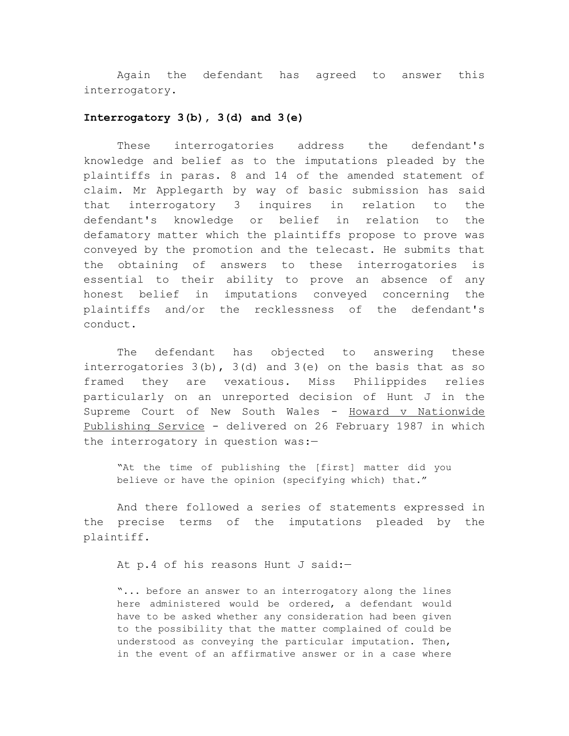Again the defendant has agreed to answer this interrogatory.

**Interrogatory 3(b), 3(d) and 3(e)**

These interrogatories address the defendant's knowledge and belief as to the imputations pleaded by the plaintiffs in paras. 8 and 14 of the amended statement of claim. Mr Applegarth by way of basic submission has said that interrogatory 3 inquires in relation to the defendant's knowledge or belief in relation to the defamatory matter which the plaintiffs propose to prove was conveyed by the promotion and the telecast. He submits that the obtaining of answers to these interrogatories is essential to their ability to prove an absence of any honest belief in imputations conveyed concerning the plaintiffs and/or the recklessness of the defendant's conduct.

The defendant has objected to answering these interrogatories 3(b), 3(d) and 3(e) on the basis that as so framed they are vexatious. Miss Philippides relies particularly on an unreported decision of Hunt J in the Supreme Court of New South Wales - Howard v Nationwide Publishing Service - delivered on 26 February 1987 in which the interrogatory in question was:—

> "At the time of publishing the [first] matter did you believe or have the opinion (specifying which) that."

And there followed a series of statements expressed in the precise terms of the imputations pleaded by the plaintiff.

At p.4 of his reasons Hunt J said:—

> "... before an answer to an interrogatory along the lines here administered would be ordered, a defendant would have to be asked whether any consideration had been given to the possibility that the matter complained of could be understood as conveying the particular imputation. Then, in the event of an affirmative answer or in a case where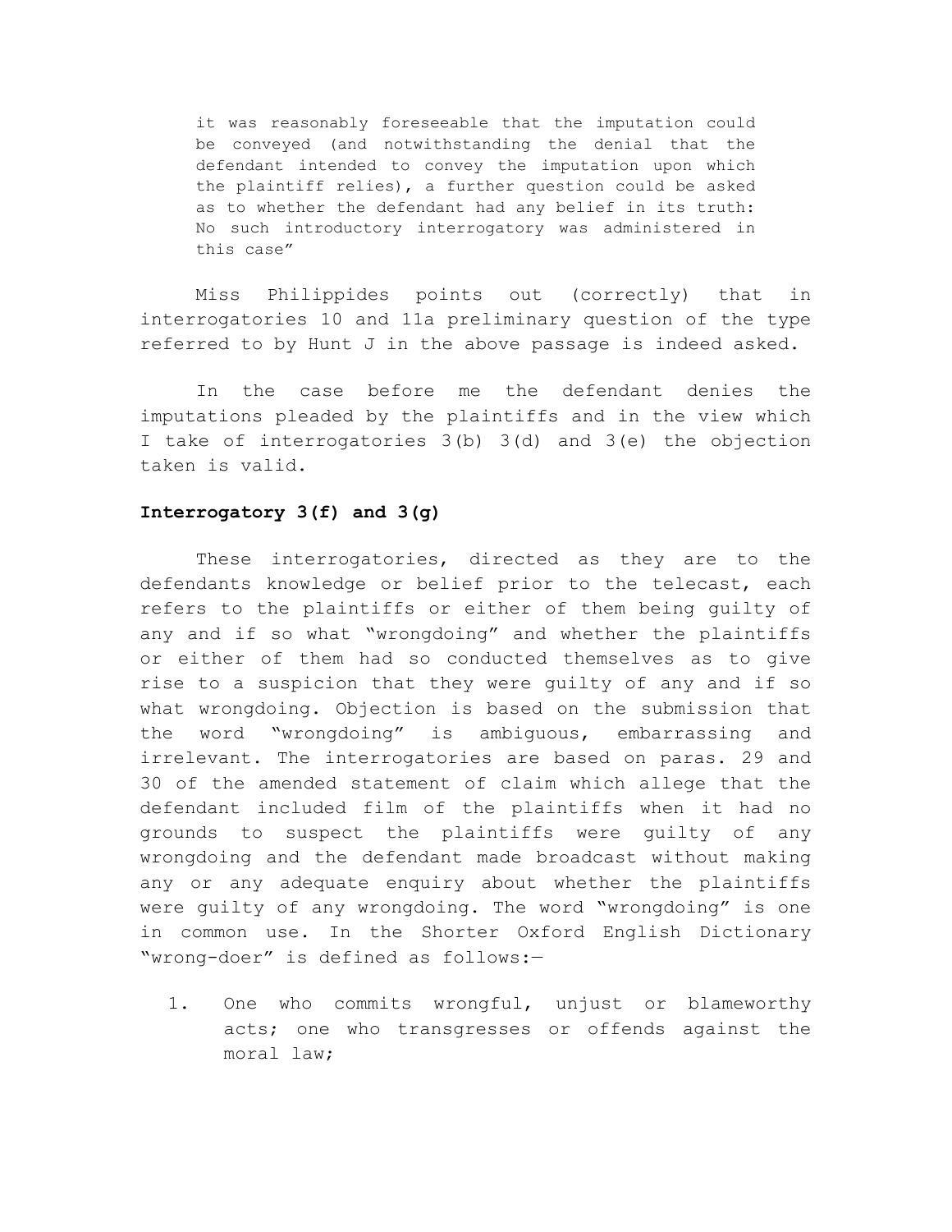> it was reasonably foreseeable that the imputation could be conveyed (and notwithstanding the denial that the defendant intended to convey the imputation upon which the plaintiff relies), a further question could be asked as to whether the defendant had any belief in its truth: No such introductory interrogatory was administered in this case"

Miss Philippides points out (correctly) that in interrogatories 10 and 11a preliminary question of the type referred to by Hunt J in the above passage is indeed asked.

In the case before me the defendant denies the imputations pleaded by the plaintiffs and in the view which I take of interrogatories 3(b) 3(d) and 3(e) the objection taken is valid.

**Interrogatory 3(f) and 3(g)**

These interrogatories, directed as they are to the defendants knowledge or belief prior to the telecast, each refers to the plaintiffs or either of them being guilty of any and if so what "wrongdoing" and whether the plaintiffs or either of them had so conducted themselves as to give rise to a suspicion that they were guilty of any and if so what wrongdoing. Objection is based on the submission that the word "wrongdoing" is ambiguous, embarrassing and irrelevant. The interrogatories are based on paras. 29 and 30 of the amended statement of claim which allege that the defendant included film of the plaintiffs when it had no grounds to suspect the plaintiffs were guilty of any wrongdoing and the defendant made broadcast without making any or any adequate enquiry about whether the plaintiffs were guilty of any wrongdoing. The word "wrongdoing" is one in common use. In the Shorter Oxford English Dictionary "wrong-doer" is defined as follows:—

1. One who commits wrongful, unjust or blameworthy acts; one who transgresses or offends against the moral law;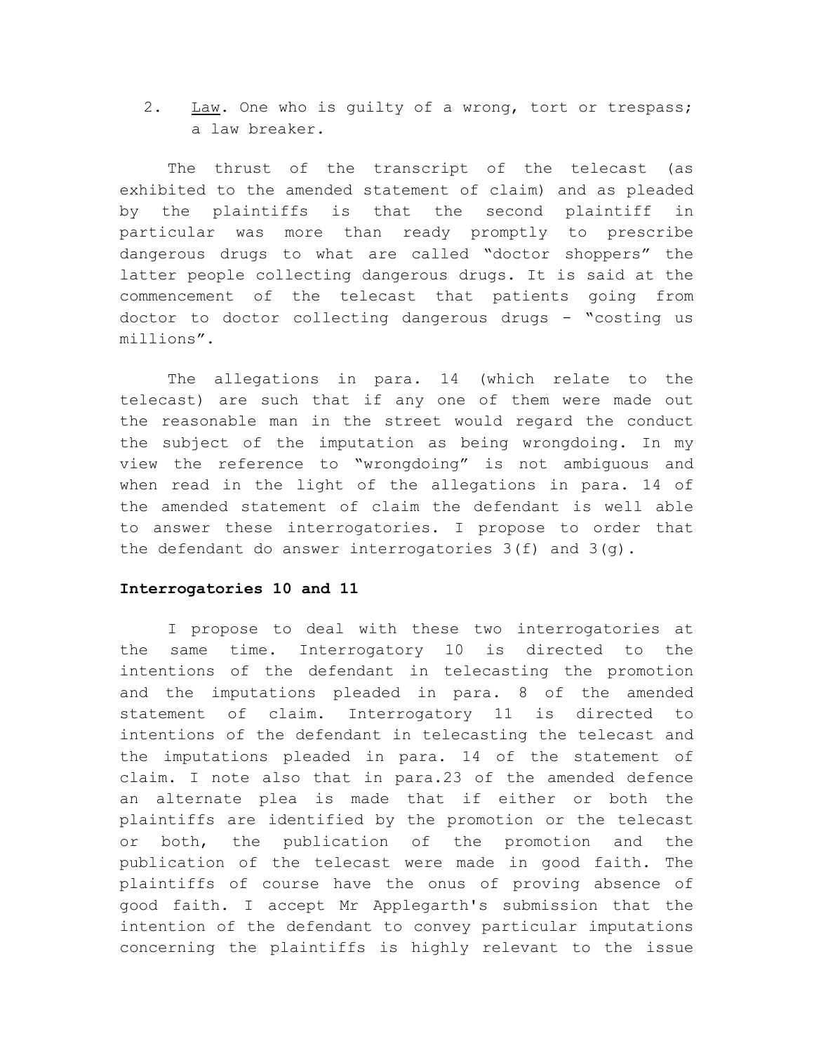2. Law. One who is guilty of a wrong, tort or trespass; a law breaker.

The thrust of the transcript of the telecast (as exhibited to the amended statement of claim) and as pleaded by the plaintiffs is that the second plaintiff in particular was more than ready promptly to prescribe dangerous drugs to what are called "doctor shoppers" the latter people collecting dangerous drugs. It is said at the commencement of the telecast that patients going from doctor to doctor collecting dangerous drugs - "costing us millions".

The allegations in para. 14 (which relate to the telecast) are such that if any one of them were made out the reasonable man in the street would regard the conduct the subject of the imputation as being wrongdoing. In my view the reference to "wrongdoing" is not ambiguous and when read in the light of the allegations in para. 14 of the amended statement of claim the defendant is well able to answer these interrogatories. I propose to order that the defendant do answer interrogatories 3(f) and 3(g).

**Interrogatories 10 and 11**

I propose to deal with these two interrogatories at the same time. Interrogatory 10 is directed to the intentions of the defendant in telecasting the promotion and the imputations pleaded in para. 8 of the amended statement of claim. Interrogatory 11 is directed to intentions of the defendant in telecasting the telecast and the imputations pleaded in para. 14 of the statement of claim. I note also that in para.23 of the amended defence an alternate plea is made that if either or both the plaintiffs are identified by the promotion or the telecast or both, the publication of the promotion and the publication of the telecast were made in good faith. The plaintiffs of course have the onus of proving absence of good faith. I accept Mr Applegarth's submission that the intention of the defendant to convey particular imputations concerning the plaintiffs is highly relevant to the issue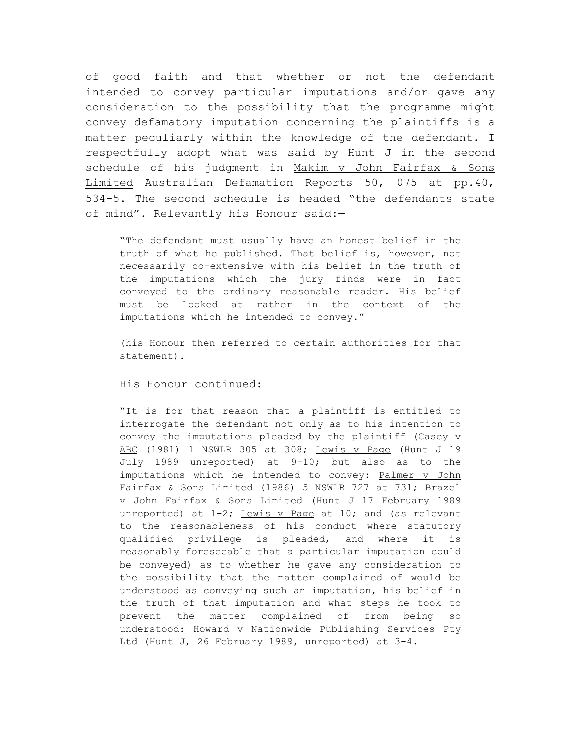of good faith and that whether or not the defendant intended to convey particular imputations and/or gave any consideration to the possibility that the programme might convey defamatory imputation concerning the plaintiffs is a matter peculiarly within the knowledge of the defendant. I respectfully adopt what was said by Hunt J in the second schedule of his judgment in <u>Makim v John Fairfax & Sons Limited</u> Australian Defamation Reports 50, 075 at pp.40, 534-5. The second schedule is headed "the defendants state of mind". Relevantly his Honour said:—

> "The defendant must usually have an honest belief in the truth of what he published. That belief is, however, not necessarily co-extensive with his belief in the truth of the imputations which the jury finds were in fact conveyed to the ordinary reasonable reader. His belief must be looked at rather in the context of the imputations which he intended to convey."
>
> (his Honour then referred to certain authorities for that statement).
>
> His Honour continued:—
>
> "It is for that reason that a plaintiff is entitled to interrogate the defendant not only as to his intention to convey the imputations pleaded by the plaintiff (<u>Casey v ABC</u> (1981) 1 NSWLR 305 at 308; <u>Lewis v Page</u> (Hunt J 19 July 1989 unreported) at 9-10; but also as to the imputations which he intended to convey: <u>Palmer v John Fairfax & Sons Limited</u> (1986) 5 NSWLR 727 at 731; <u>Brazel v John Fairfax & Sons Limited</u> (Hunt J 17 February 1989 unreported) at 1-2; <u>Lewis v Page</u> at 10; and (as relevant to the reasonableness of his conduct where statutory qualified privilege is pleaded, and where it is reasonably foreseeable that a particular imputation could be conveyed) as to whether he gave any consideration to the possibility that the matter complained of would be understood as conveying such an imputation, his belief in the truth of that imputation and what steps he took to prevent the matter complained of from being so understood: <u>Howard v Nationwide Publishing Services Pty Ltd</u> (Hunt J, 26 February 1989, unreported) at 3-4.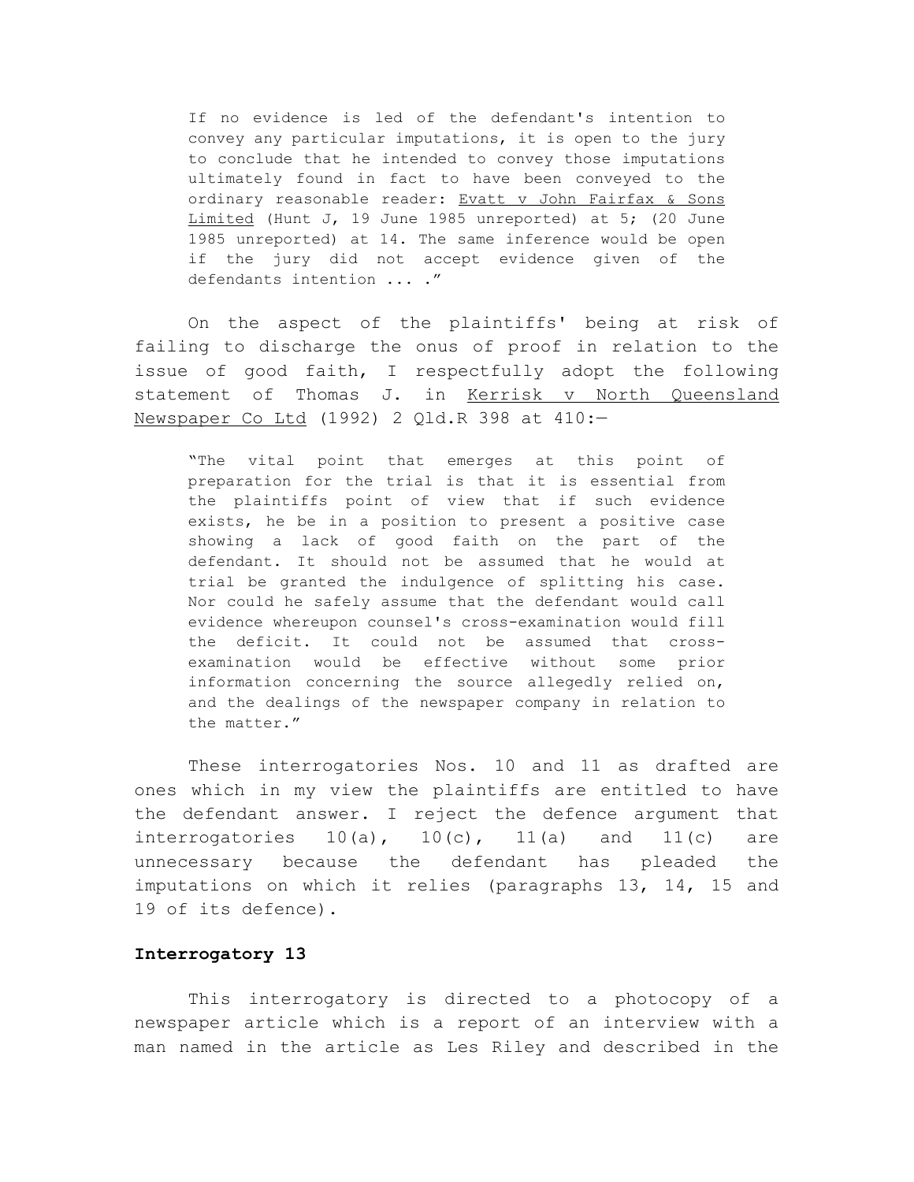> If no evidence is led of the defendant's intention to convey any particular imputations, it is open to the jury to conclude that he intended to convey those imputations ultimately found in fact to have been conveyed to the ordinary reasonable reader: Evatt v John Fairfax & Sons Limited (Hunt J, 19 June 1985 unreported) at 5; (20 June 1985 unreported) at 14. The same inference would be open if the jury did not accept evidence given of the defendants intention ... ."

On the aspect of the plaintiffs' being at risk of failing to discharge the onus of proof in relation to the issue of good faith, I respectfully adopt the following statement of Thomas J. in Kerrisk v North Queensland Newspaper Co Ltd (1992) 2 Qld.R 398 at 410:—

> "The vital point that emerges at this point of preparation for the trial is that it is essential from the plaintiffs point of view that if such evidence exists, he be in a position to present a positive case showing a lack of good faith on the part of the defendant. It should not be assumed that he would at trial be granted the indulgence of splitting his case. Nor could he safely assume that the defendant would call evidence whereupon counsel's cross-examination would fill the deficit. It could not be assumed that cross-examination would be effective without some prior information concerning the source allegedly relied on, and the dealings of the newspaper company in relation to the matter."

These interrogatories Nos. 10 and 11 as drafted are ones which in my view the plaintiffs are entitled to have the defendant answer. I reject the defence argument that interrogatories 10(a), 10(c), 11(a) and 11(c) are unnecessary because the defendant has pleaded the imputations on which it relies (paragraphs 13, 14, 15 and 19 of its defence).

**Interrogatory 13**

This interrogatory is directed to a photocopy of a newspaper article which is a report of an interview with a man named in the article as Les Riley and described in the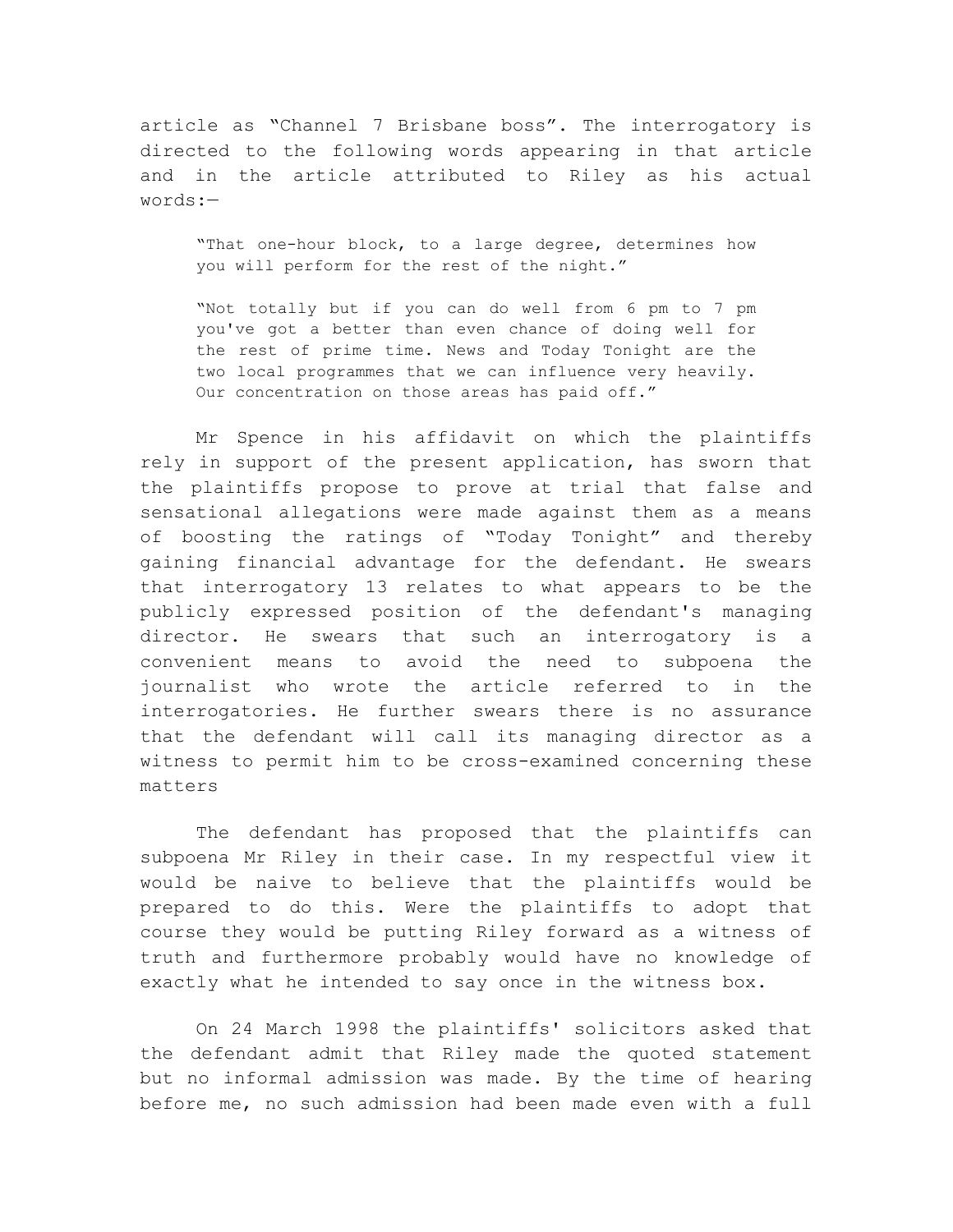article as “Channel 7 Brisbane boss”. The interrogatory is directed to the following words appearing in that article and in the article attributed to Riley as his actual words:—

> “That one-hour block, to a large degree, determines how you will perform for the rest of the night.”
>
> “Not totally but if you can do well from 6 pm to 7 pm you've got a better than even chance of doing well for the rest of prime time. News and Today Tonight are the two local programmes that we can influence very heavily. Our concentration on those areas has paid off.”

Mr Spence in his affidavit on which the plaintiffs rely in support of the present application, has sworn that the plaintiffs propose to prove at trial that false and sensational allegations were made against them as a means of boosting the ratings of “Today Tonight” and thereby gaining financial advantage for the defendant. He swears that interrogatory 13 relates to what appears to be the publicly expressed position of the defendant's managing director. He swears that such an interrogatory is a convenient means to avoid the need to subpoena the journalist who wrote the article referred to in the interrogatories. He further swears there is no assurance that the defendant will call its managing director as a witness to permit him to be cross-examined concerning these matters

The defendant has proposed that the plaintiffs can subpoena Mr Riley in their case. In my respectful view it would be naive to believe that the plaintiffs would be prepared to do this. Were the plaintiffs to adopt that course they would be putting Riley forward as a witness of truth and furthermore probably would have no knowledge of exactly what he intended to say once in the witness box.

On 24 March 1998 the plaintiffs' solicitors asked that the defendant admit that Riley made the quoted statement but no informal admission was made. By the time of hearing before me, no such admission had been made even with a full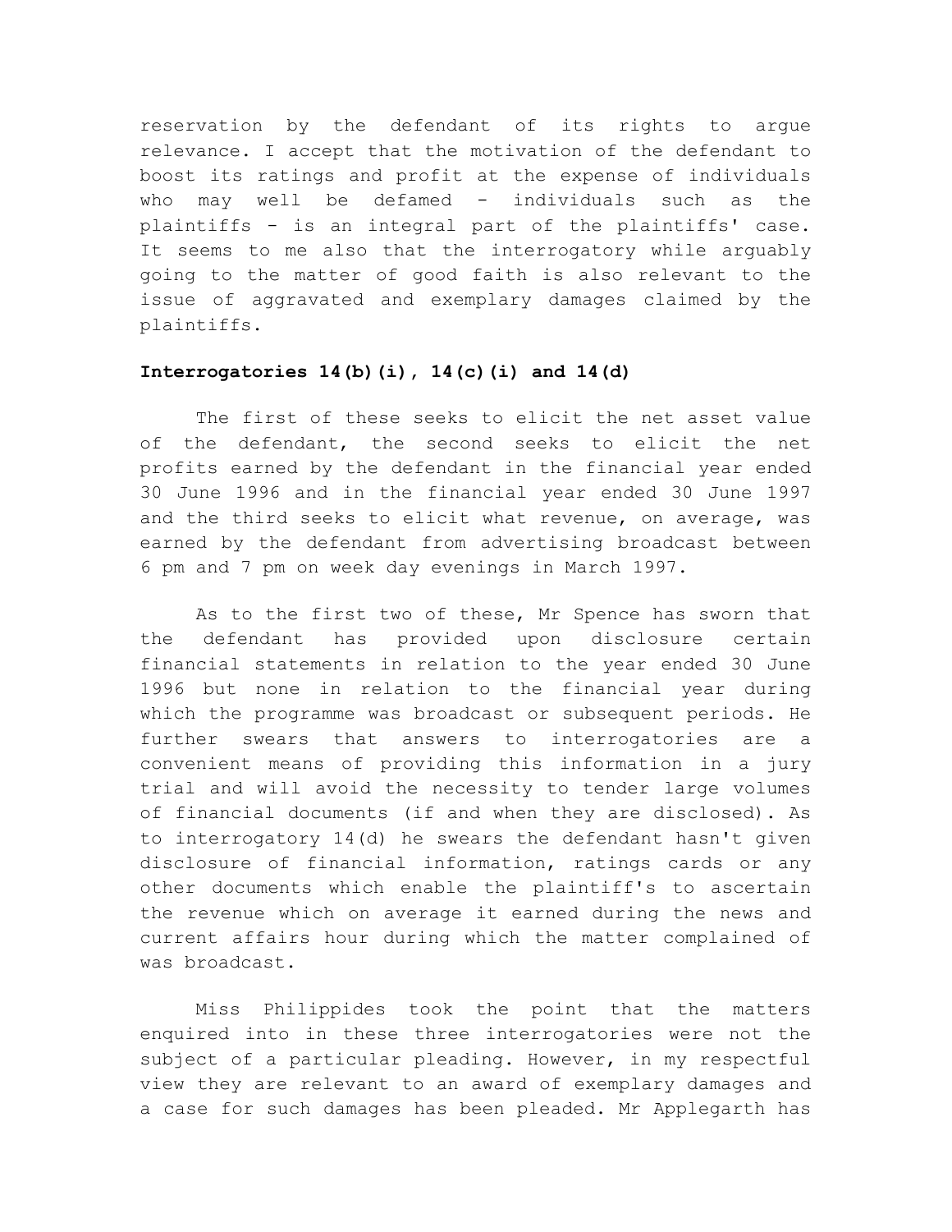reservation by the defendant of its rights to argue relevance. I accept that the motivation of the defendant to boost its ratings and profit at the expense of individuals who may well be defamed - individuals such as the plaintiffs - is an integral part of the plaintiffs' case. It seems to me also that the interrogatory while arguably going to the matter of good faith is also relevant to the issue of aggravated and exemplary damages claimed by the plaintiffs.

**Interrogatories 14(b)(i), 14(c)(i) and 14(d)**

The first of these seeks to elicit the net asset value of the defendant, the second seeks to elicit the net profits earned by the defendant in the financial year ended 30 June 1996 and in the financial year ended 30 June 1997 and the third seeks to elicit what revenue, on average, was earned by the defendant from advertising broadcast between 6 pm and 7 pm on week day evenings in March 1997.

As to the first two of these, Mr Spence has sworn that the defendant has provided upon disclosure certain financial statements in relation to the year ended 30 June 1996 but none in relation to the financial year during which the programme was broadcast or subsequent periods. He further swears that answers to interrogatories are a convenient means of providing this information in a jury trial and will avoid the necessity to tender large volumes of financial documents (if and when they are disclosed). As to interrogatory 14(d) he swears the defendant hasn't given disclosure of financial information, ratings cards or any other documents which enable the plaintiff's to ascertain the revenue which on average it earned during the news and current affairs hour during which the matter complained of was broadcast.

Miss Philippides took the point that the matters enquired into in these three interrogatories were not the subject of a particular pleading. However, in my respectful view they are relevant to an award of exemplary damages and a case for such damages has been pleaded. Mr Applegarth has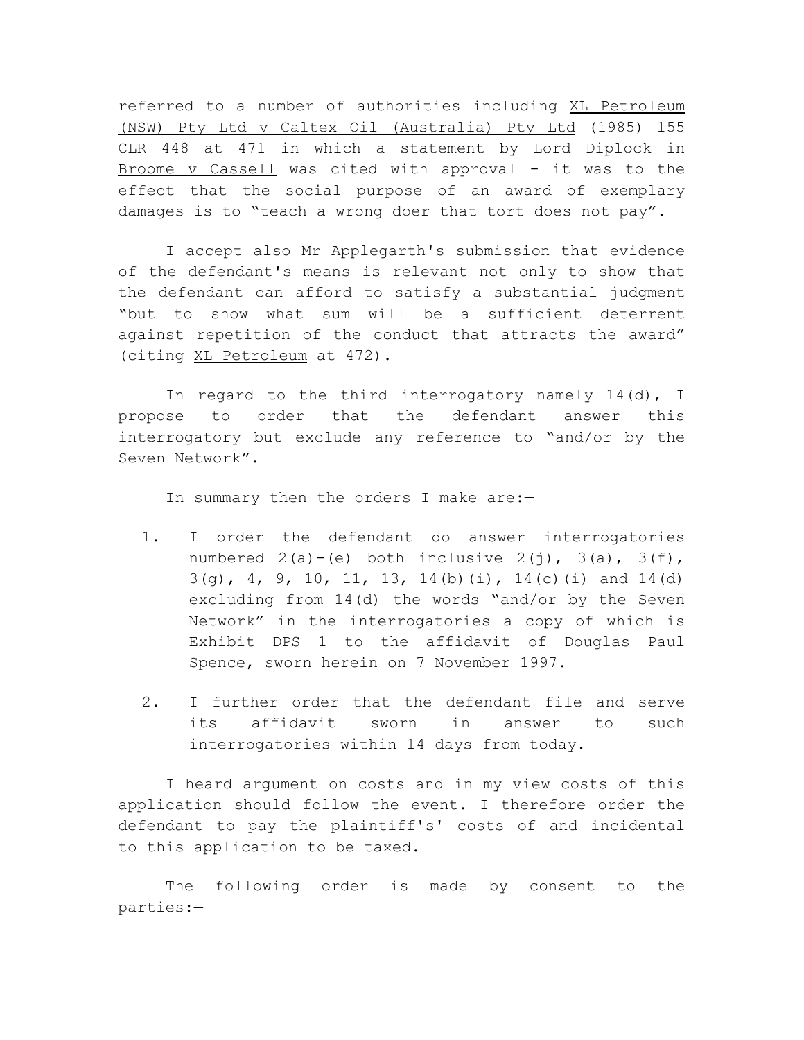referred to a number of authorities including <u>XL Petroleum (NSW) Pty Ltd v Caltex Oil (Australia) Pty Ltd</u> (1985) 155 CLR 448 at 471 in which a statement by Lord Diplock in <u>Broome v Cassell</u> was cited with approval - it was to the effect that the social purpose of an award of exemplary damages is to "teach a wrong doer that tort does not pay".

I accept also Mr Applegarth's submission that evidence of the defendant's means is relevant not only to show that the defendant can afford to satisfy a substantial judgment "but to show what sum will be a sufficient deterrent against repetition of the conduct that attracts the award" (citing <u>XL Petroleum</u> at 472).

In regard to the third interrogatory namely 14(d), I propose to order that the defendant answer this interrogatory but exclude any reference to "and/or by the Seven Network".

In summary then the orders I make are:—

1. I order the defendant do answer interrogatories numbered 2(a)-(e) both inclusive 2(j), 3(a), 3(f), 3(g), 4, 9, 10, 11, 13, 14(b)(i), 14(c)(i) and 14(d) excluding from 14(d) the words "and/or by the Seven Network" in the interrogatories a copy of which is Exhibit DPS 1 to the affidavit of Douglas Paul Spence, sworn herein on 7 November 1997.

2. I further order that the defendant file and serve its affidavit sworn in answer to such interrogatories within 14 days from today.

I heard argument on costs and in my view costs of this application should follow the event. I therefore order the defendant to pay the plaintiff's' costs of and incidental to this application to be taxed.

The following order is made by consent to the parties:—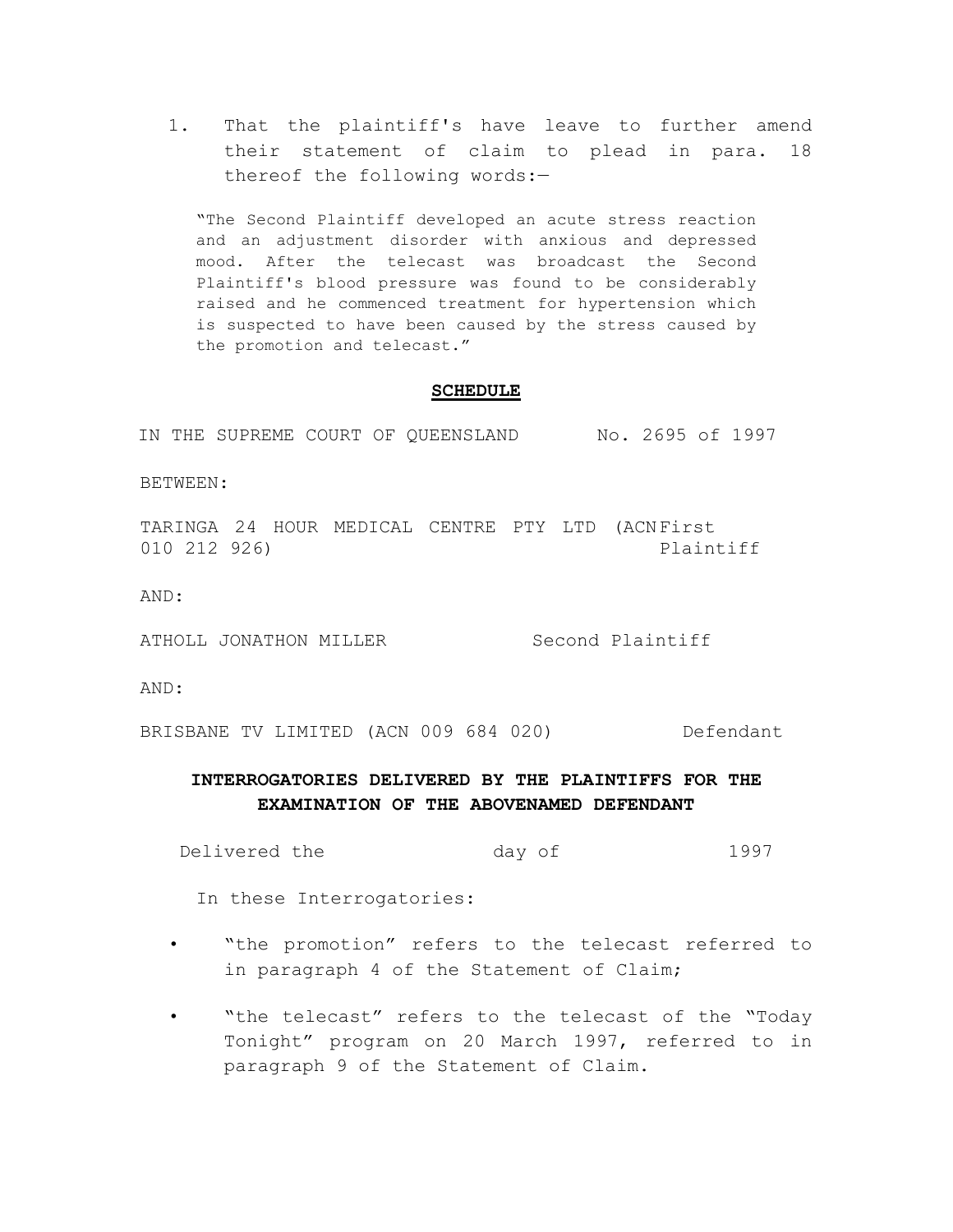1. That the plaintiff's have leave to further amend their statement of claim to plead in para. 18 thereof the following words:—

> "The Second Plaintiff developed an acute stress reaction and an adjustment disorder with anxious and depressed mood. After the telecast was broadcast the Second Plaintiff's blood pressure was found to be considerably raised and he commenced treatment for hypertension which is suspected to have been caused by the stress caused by the promotion and telecast."

**SCHEDULE**

IN THE SUPREME COURT OF QUEENSLAND No. 2695 of 1997

BETWEEN:

TARINGA 24 HOUR MEDICAL CENTRE PTY LTD (ACN 010 212 926) First Plaintiff

AND:

ATHOLL JONATHON MILLER Second Plaintiff

AND:

BRISBANE TV LIMITED (ACN 009 684 020) Defendant

**INTERROGATORIES DELIVERED BY THE PLAINTIFFS FOR THE EXAMINATION OF THE ABOVENAMED DEFENDANT**

Delivered the day of 1997

In these Interrogatories:

- "the promotion" refers to the telecast referred to in paragraph 4 of the Statement of Claim;
- "the telecast" refers to the telecast of the "Today Tonight" program on 20 March 1997, referred to in paragraph 9 of the Statement of Claim.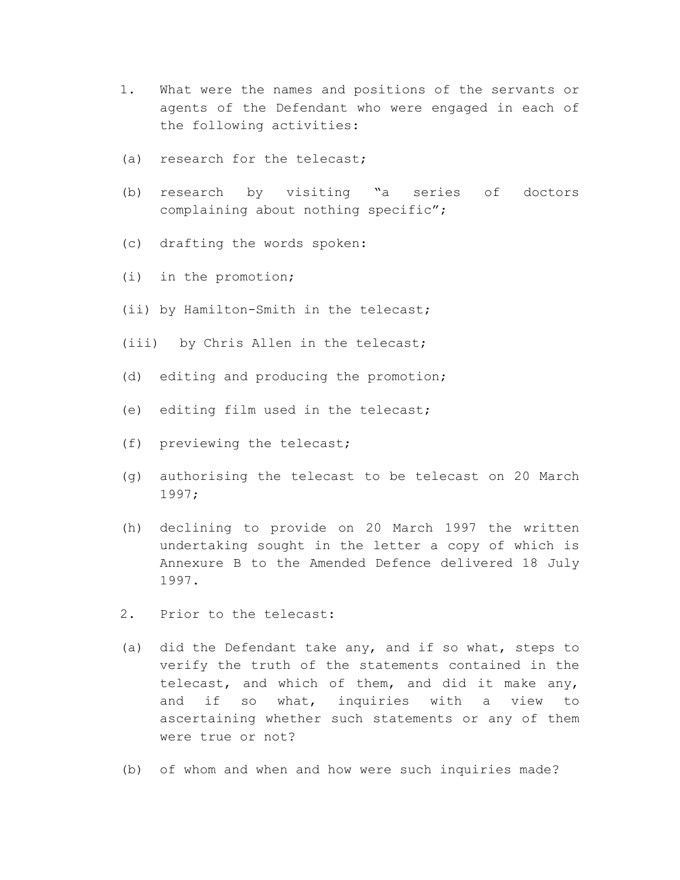1. What were the names and positions of the servants or agents of the Defendant who were engaged in each of the following activities:

(a) research for the telecast;

(b) research by visiting "a series of doctors complaining about nothing specific";

(c) drafting the words spoken:

(i) in the promotion;

(ii) by Hamilton-Smith in the telecast;

(iii) by Chris Allen in the telecast;

(d) editing and producing the promotion;

(e) editing film used in the telecast;

(f) previewing the telecast;

(g) authorising the telecast to be telecast on 20 March 1997;

(h) declining to provide on 20 March 1997 the written undertaking sought in the letter a copy of which is Annexure B to the Amended Defence delivered 18 July 1997.

2. Prior to the telecast:

(a) did the Defendant take any, and if so what, steps to verify the truth of the statements contained in the telecast, and which of them, and did it make any, and if so what, inquiries with a view to ascertaining whether such statements or any of them were true or not?

(b) of whom and when and how were such inquiries made?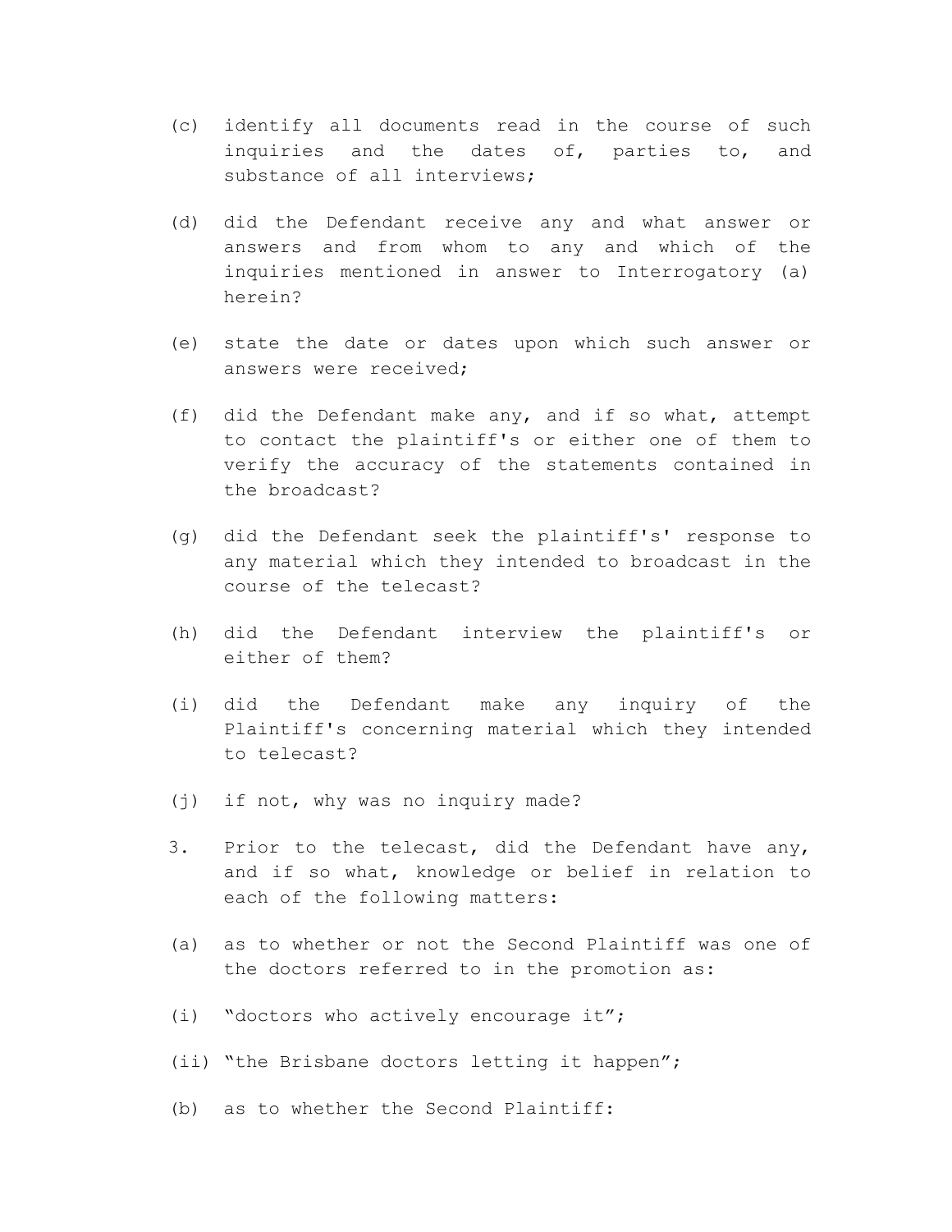(c) identify all documents read in the course of such inquiries and the dates of, parties to, and substance of all interviews;

(d) did the Defendant receive any and what answer or answers and from whom to any and which of the inquiries mentioned in answer to Interrogatory (a) herein?

(e) state the date or dates upon which such answer or answers were received;

(f) did the Defendant make any, and if so what, attempt to contact the plaintiff's or either one of them to verify the accuracy of the statements contained in the broadcast?

(g) did the Defendant seek the plaintiff's' response to any material which they intended to broadcast in the course of the telecast?

(h) did the Defendant interview the plaintiff's or either of them?

(i) did the Defendant make any inquiry of the Plaintiff's concerning material which they intended to telecast?

(j) if not, why was no inquiry made?

3. Prior to the telecast, did the Defendant have any, and if so what, knowledge or belief in relation to each of the following matters:

(a) as to whether or not the Second Plaintiff was one of the doctors referred to in the promotion as:

(i) "doctors who actively encourage it";

(ii) "the Brisbane doctors letting it happen";

(b) as to whether the Second Plaintiff: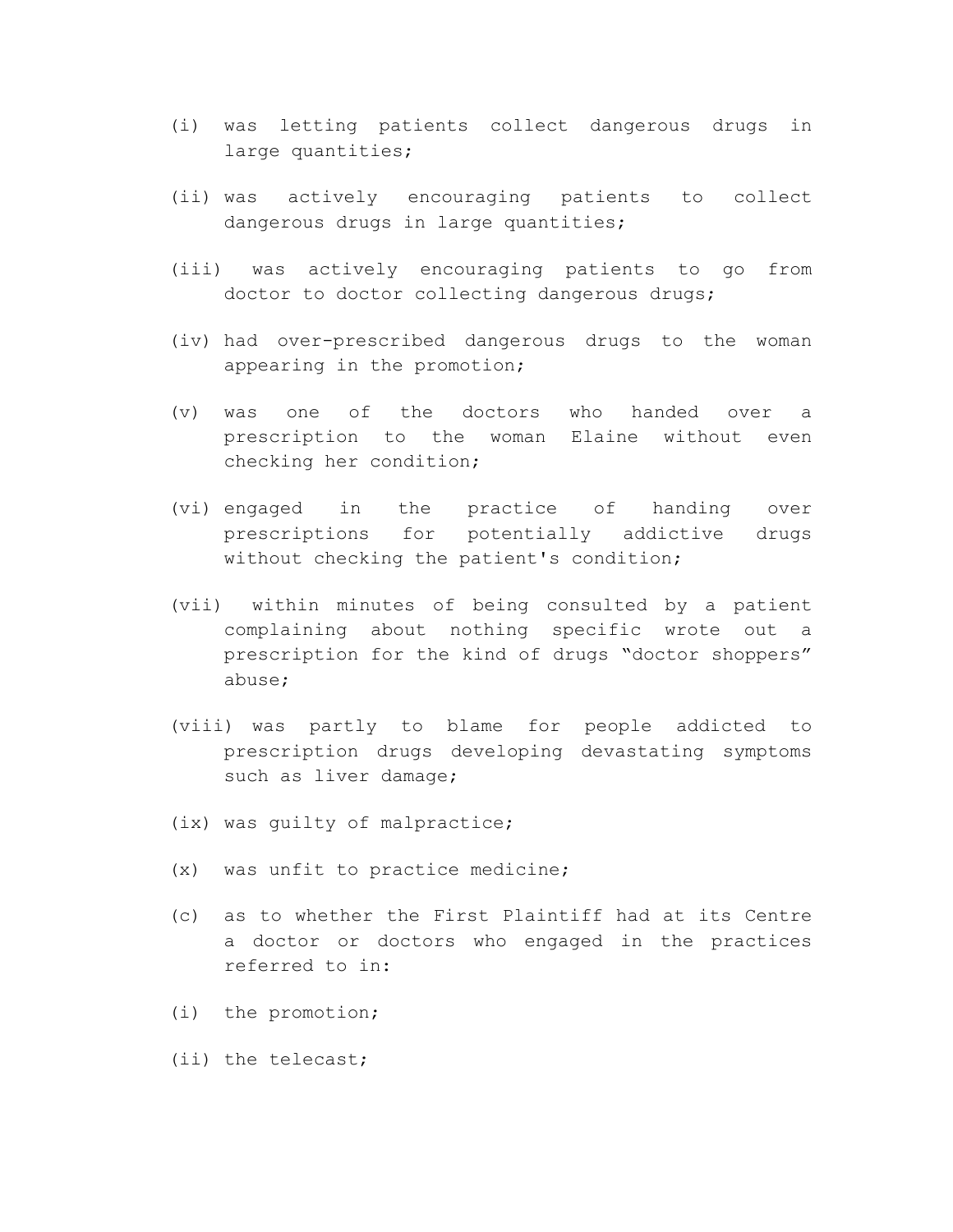(i) was letting patients collect dangerous drugs in large quantities;

(ii) was actively encouraging patients to collect dangerous drugs in large quantities;

(iii) was actively encouraging patients to go from doctor to doctor collecting dangerous drugs;

(iv) had over-prescribed dangerous drugs to the woman appearing in the promotion;

(v) was one of the doctors who handed over a prescription to the woman Elaine without even checking her condition;

(vi) engaged in the practice of handing over prescriptions for potentially addictive drugs without checking the patient's condition;

(vii) within minutes of being consulted by a patient complaining about nothing specific wrote out a prescription for the kind of drugs "doctor shoppers" abuse;

(viii) was partly to blame for people addicted to prescription drugs developing devastating symptoms such as liver damage;

(ix) was guilty of malpractice;

(x) was unfit to practice medicine;

(c) as to whether the First Plaintiff had at its Centre a doctor or doctors who engaged in the practices referred to in:

(i) the promotion;

(ii) the telecast;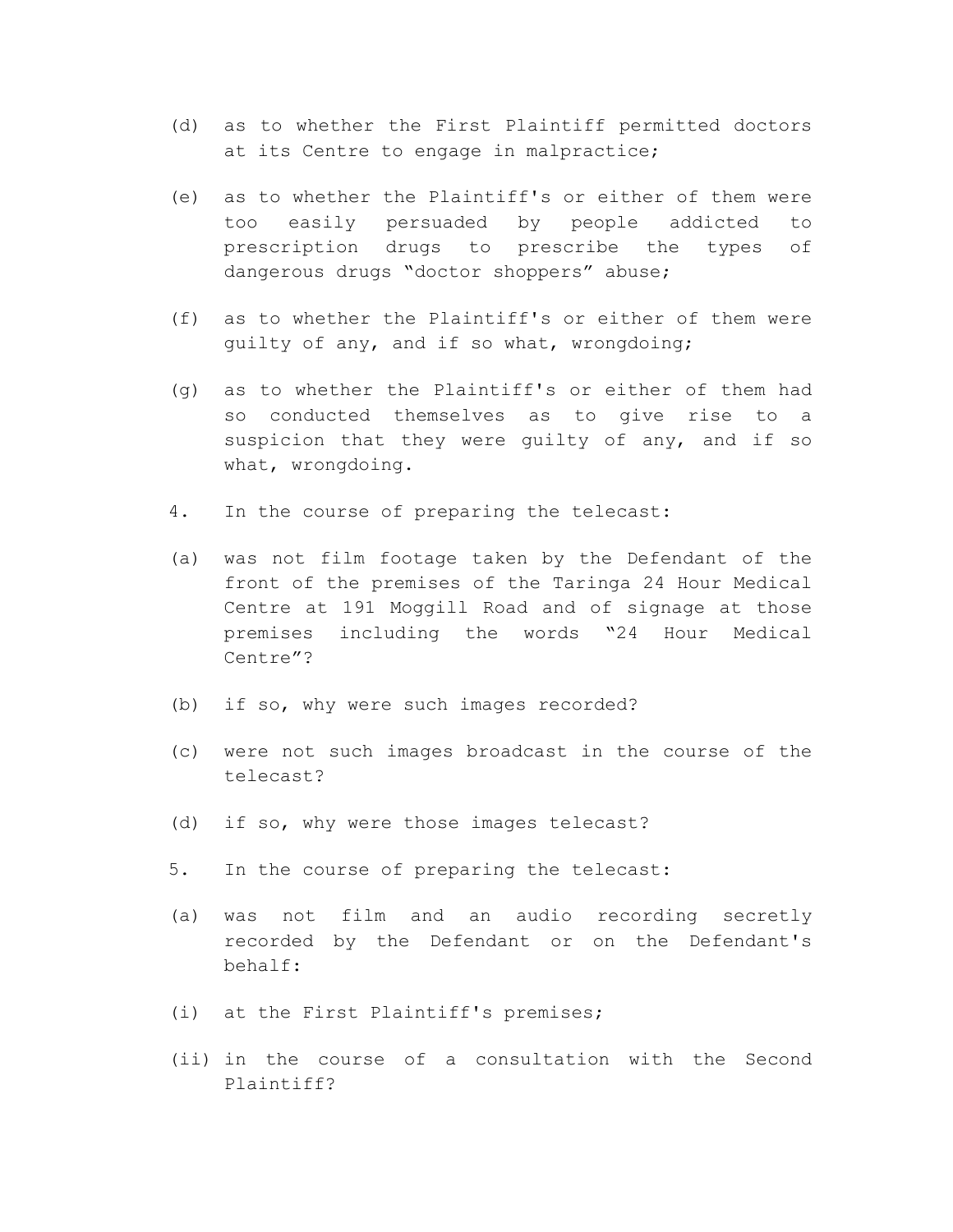(d) as to whether the First Plaintiff permitted doctors at its Centre to engage in malpractice;

(e) as to whether the Plaintiff's or either of them were too easily persuaded by people addicted to prescription drugs to prescribe the types of dangerous drugs "doctor shoppers" abuse;

(f) as to whether the Plaintiff's or either of them were guilty of any, and if so what, wrongdoing;

(g) as to whether the Plaintiff's or either of them had so conducted themselves as to give rise to a suspicion that they were guilty of any, and if so what, wrongdoing.

4. In the course of preparing the telecast:

(a) was not film footage taken by the Defendant of the front of the premises of the Taringa 24 Hour Medical Centre at 191 Moggill Road and of signage at those premises including the words "24 Hour Medical Centre"?

(b) if so, why were such images recorded?

(c) were not such images broadcast in the course of the telecast?

(d) if so, why were those images telecast?

5. In the course of preparing the telecast:

(a) was not film and an audio recording secretly recorded by the Defendant or on the Defendant's behalf:

(i) at the First Plaintiff's premises;

(ii) in the course of a consultation with the Second Plaintiff?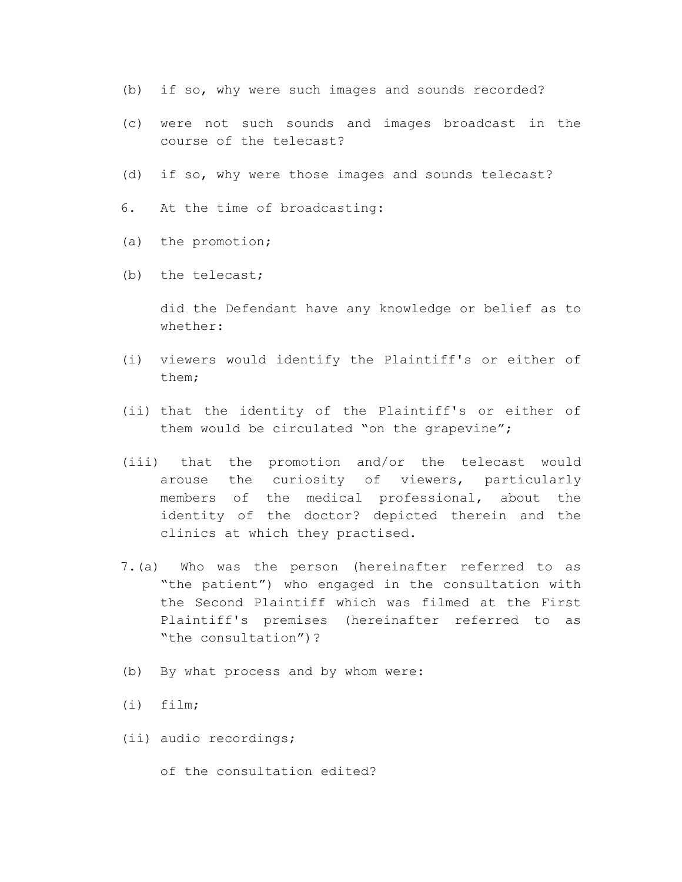(b) if so, why were such images and sounds recorded?

(c) were not such sounds and images broadcast in the course of the telecast?

(d) if so, why were those images and sounds telecast?

6. At the time of broadcasting:

(a) the promotion;

(b) the telecast;

did the Defendant have any knowledge or belief as to whether:

(i) viewers would identify the Plaintiff's or either of them;

(ii) that the identity of the Plaintiff's or either of them would be circulated "on the grapevine";

(iii) that the promotion and/or the telecast would arouse the curiosity of viewers, particularly members of the medical professional, about the identity of the doctor? depicted therein and the clinics at which they practised.

7.(a) Who was the person (hereinafter referred to as "the patient") who engaged in the consultation with the Second Plaintiff which was filmed at the First Plaintiff's premises (hereinafter referred to as "the consultation")?

(b) By what process and by whom were:

(i) film;

(ii) audio recordings;

of the consultation edited?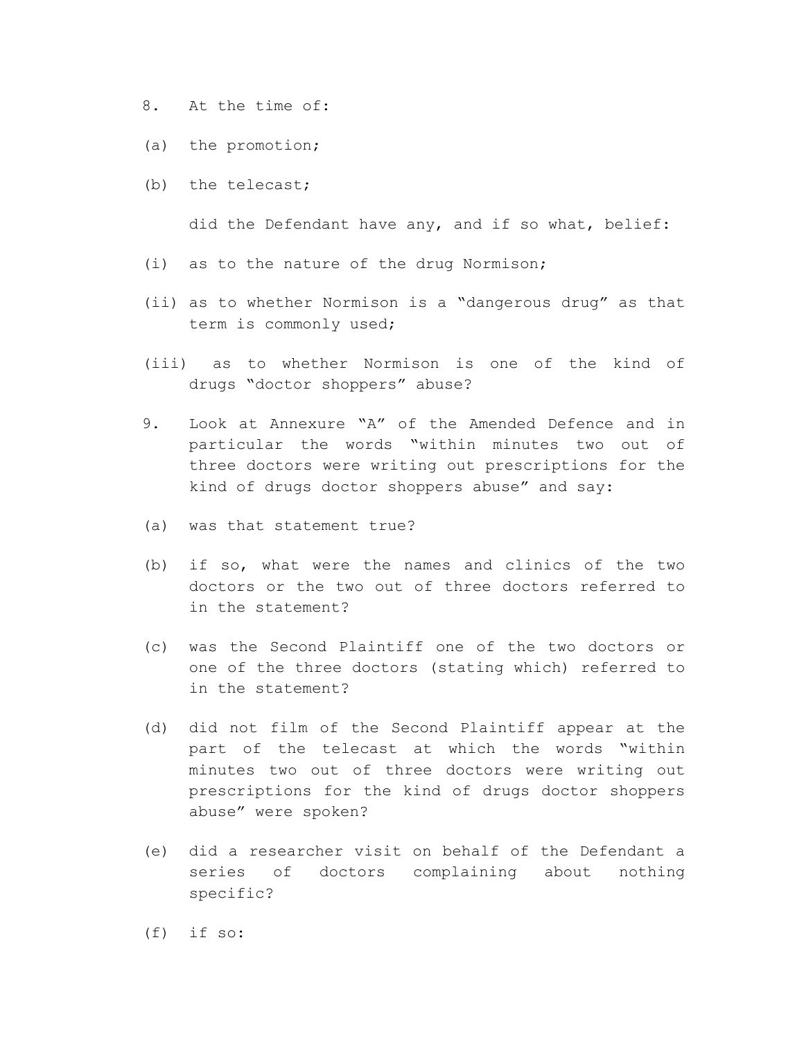8. At the time of:

(a) the promotion;

(b) the telecast;

did the Defendant have any, and if so what, belief:

(i) as to the nature of the drug Normison;

(ii) as to whether Normison is a “dangerous drug” as that term is commonly used;

(iii) as to whether Normison is one of the kind of drugs “doctor shoppers” abuse?

9. Look at Annexure “A” of the Amended Defence and in particular the words “within minutes two out of three doctors were writing out prescriptions for the kind of drugs doctor shoppers abuse” and say:

(a) was that statement true?

(b) if so, what were the names and clinics of the two doctors or the two out of three doctors referred to in the statement?

(c) was the Second Plaintiff one of the two doctors or one of the three doctors (stating which) referred to in the statement?

(d) did not film of the Second Plaintiff appear at the part of the telecast at which the words “within minutes two out of three doctors were writing out prescriptions for the kind of drugs doctor shoppers abuse” were spoken?

(e) did a researcher visit on behalf of the Defendant a series of doctors complaining about nothing specific?

(f) if so: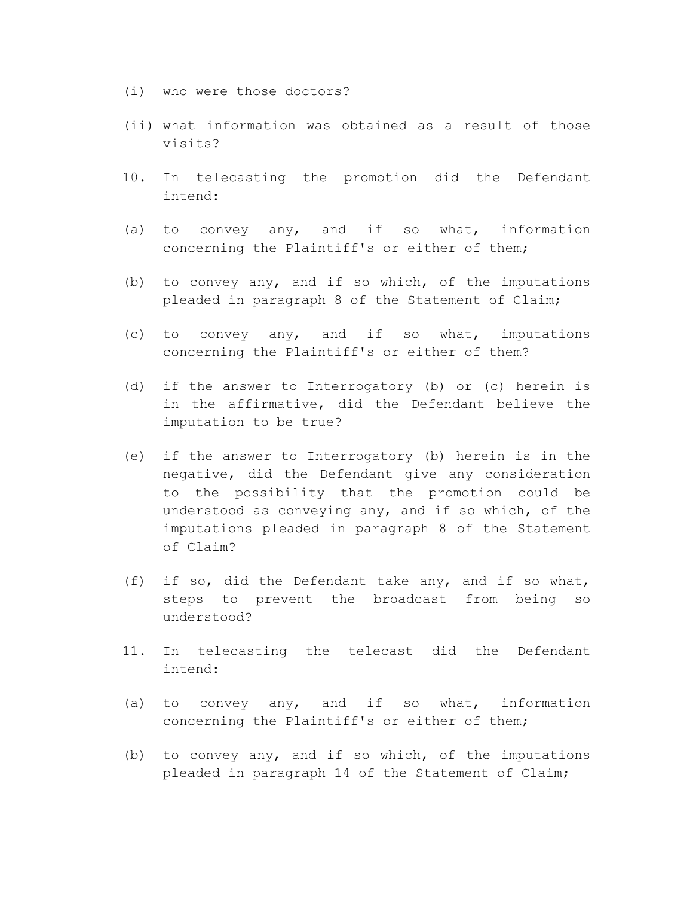(i) who were those doctors?

(ii) what information was obtained as a result of those visits?

10. In telecasting the promotion did the Defendant intend:

(a) to convey any, and if so what, information concerning the Plaintiff's or either of them;

(b) to convey any, and if so which, of the imputations pleaded in paragraph 8 of the Statement of Claim;

(c) to convey any, and if so what, imputations concerning the Plaintiff's or either of them?

(d) if the answer to Interrogatory (b) or (c) herein is in the affirmative, did the Defendant believe the imputation to be true?

(e) if the answer to Interrogatory (b) herein is in the negative, did the Defendant give any consideration to the possibility that the promotion could be understood as conveying any, and if so which, of the imputations pleaded in paragraph 8 of the Statement of Claim?

(f) if so, did the Defendant take any, and if so what, steps to prevent the broadcast from being so understood?

11. In telecasting the telecast did the Defendant intend:

(a) to convey any, and if so what, information concerning the Plaintiff's or either of them;

(b) to convey any, and if so which, of the imputations pleaded in paragraph 14 of the Statement of Claim;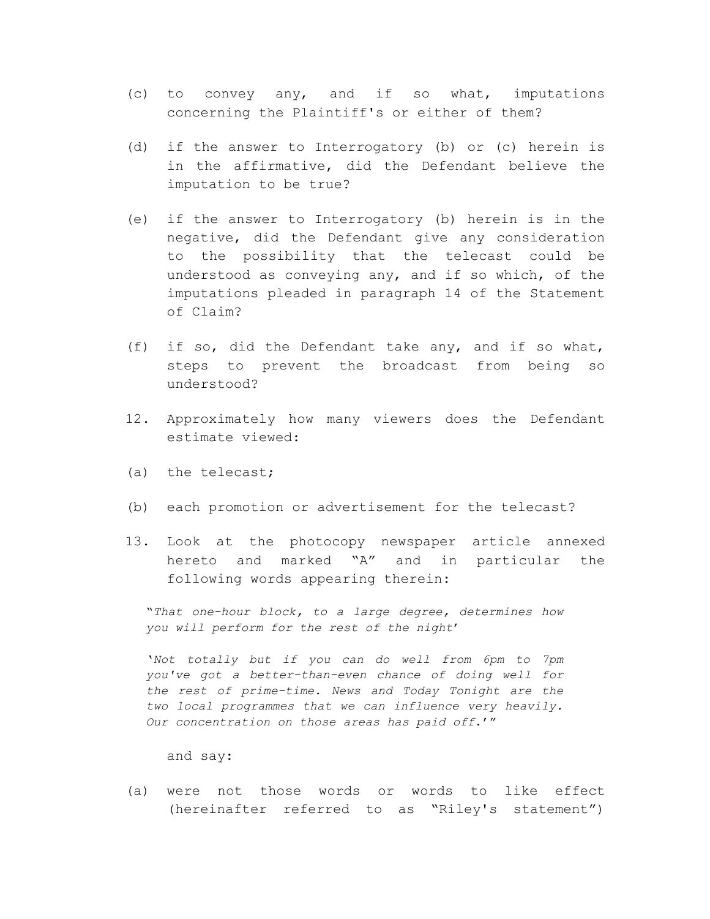(c) to convey any, and if so what, imputations concerning the Plaintiff's or either of them?

(d) if the answer to Interrogatory (b) or (c) herein is in the affirmative, did the Defendant believe the imputation to be true?

(e) if the answer to Interrogatory (b) herein is in the negative, did the Defendant give any consideration to the possibility that the telecast could be understood as conveying any, and if so which, of the imputations pleaded in paragraph 14 of the Statement of Claim?

(f) if so, did the Defendant take any, and if so what, steps to prevent the broadcast from being so understood?

12. Approximately how many viewers does the Defendant estimate viewed:

(a) the telecast;

(b) each promotion or advertisement for the telecast?

13. Look at the photocopy newspaper article annexed hereto and marked "A" and in particular the following words appearing therein:

> "*That one-hour block, to a large degree, determines how you will perform for the rest of the night*'
>
> '*Not totally but if you can do well from 6pm to 7pm you've got a better-than-even chance of doing well for the rest of prime-time. News and Today Tonight are the two local programmes that we can influence very heavily. Our concentration on those areas has paid off*.'"

and say:

(a) were not those words or words to like effect (hereinafter referred to as "Riley's statement")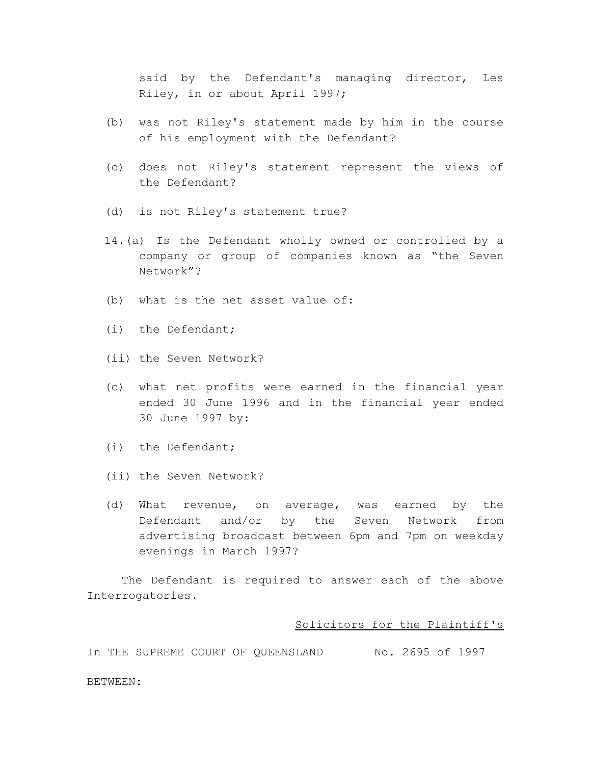said by the Defendant's managing director, Les Riley, in or about April 1997;

(b) was not Riley's statement made by him in the course of his employment with the Defendant?

(c) does not Riley's statement represent the views of the Defendant?

(d) is not Riley's statement true?

14.(a) Is the Defendant wholly owned or controlled by a company or group of companies known as "the Seven Network"?

(b) what is the net asset value of:

(i) the Defendant;

(ii) the Seven Network?

(c) what net profits were earned in the financial year ended 30 June 1996 and in the financial year ended 30 June 1997 by:

(i) the Defendant;

(ii) the Seven Network?

(d) What revenue, on average, was earned by the Defendant and/or by the Seven Network from advertising broadcast between 6pm and 7pm on weekday evenings in March 1997?

The Defendant is required to answer each of the above Interrogatories.

<u>Solicitors for the Plaintiff's</u>

In THE SUPREME COURT OF QUEENSLAND No. 2695 of 1997

BETWEEN: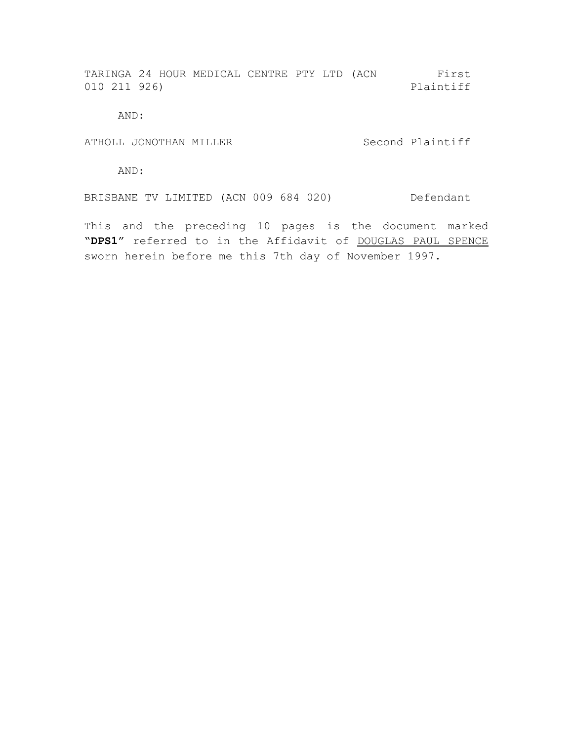TARINGA 24 HOUR MEDICAL CENTRE PTY LTD (ACN 010 211 926) First Plaintiff

AND:

ATHOLL JONOTHAN MILLER Second Plaintiff

AND:

BRISBANE TV LIMITED (ACN 009 684 020) Defendant

This and the preceding 10 pages is the document marked "**DPS1**" referred to in the Affidavit of DOUGLAS PAUL SPENCE sworn herein before me this 7th day of November 1997.